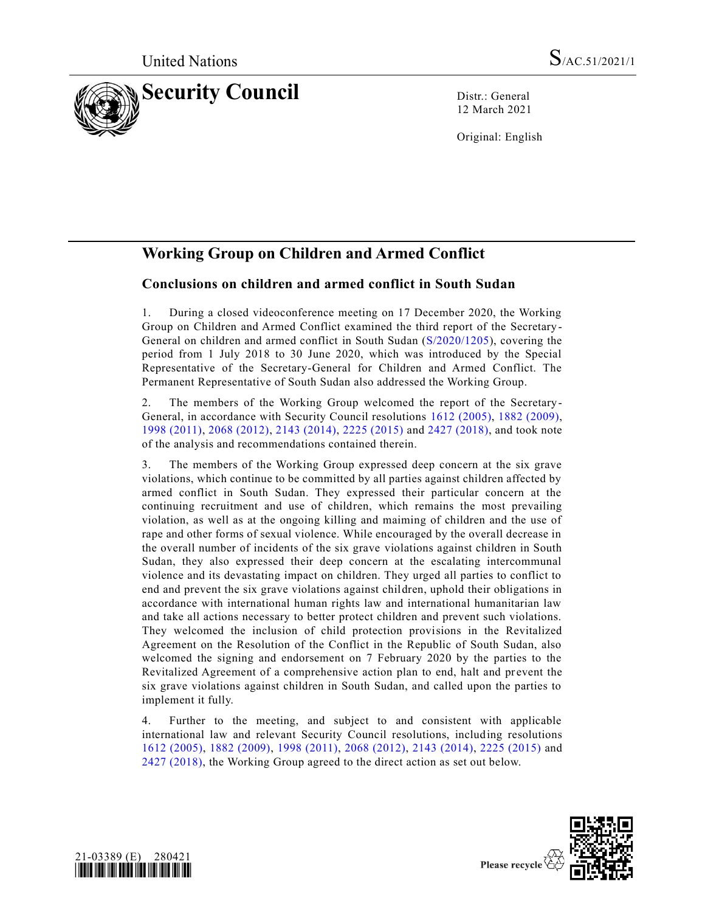United Nations

S/AC.51/2021/1

# Security Council

Distr.: General
12 March 2021

Original: English

## Working Group on Children and Armed Conflict

### Conclusions on children and armed conflict in South Sudan

1. During a closed videoconference meeting on 17 December 2020, the Working Group on Children and Armed Conflict examined the third report of the Secretary-General on children and armed conflict in South Sudan (S/2020/1205), covering the period from 1 July 2018 to 30 June 2020, which was introduced by the Special Representative of the Secretary-General for Children and Armed Conflict. The Permanent Representative of South Sudan also addressed the Working Group.

2. The members of the Working Group welcomed the report of the Secretary-General, in accordance with Security Council resolutions 1612 (2005), 1882 (2009), 1998 (2011), 2068 (2012), 2143 (2014), 2225 (2015) and 2427 (2018), and took note of the analysis and recommendations contained therein.

3. The members of the Working Group expressed deep concern at the six grave violations, which continue to be committed by all parties against children affected by armed conflict in South Sudan. They expressed their particular concern at the continuing recruitment and use of children, which remains the most prevailing violation, as well as at the ongoing killing and maiming of children and the use of rape and other forms of sexual violence. While encouraged by the overall decrease in the overall number of incidents of the six grave violations against children in South Sudan, they also expressed their deep concern at the escalating intercommunal violence and its devastating impact on children. They urged all parties to conflict to end and prevent the six grave violations against children, uphold their obligations in accordance with international human rights law and international humanitarian law and take all actions necessary to better protect children and prevent such violations. They welcomed the inclusion of child protection provisions in the Revitalized Agreement on the Resolution of the Conflict in the Republic of South Sudan, also welcomed the signing and endorsement on 7 February 2020 by the parties to the Revitalized Agreement of a comprehensive action plan to end, halt and prevent the six grave violations against children in South Sudan, and called upon the parties to implement it fully.

4. Further to the meeting, and subject to and consistent with applicable international law and relevant Security Council resolutions, including resolutions 1612 (2005), 1882 (2009), 1998 (2011), 2068 (2012), 2143 (2014), 2225 (2015) and 2427 (2018), the Working Group agreed to the direct action as set out below.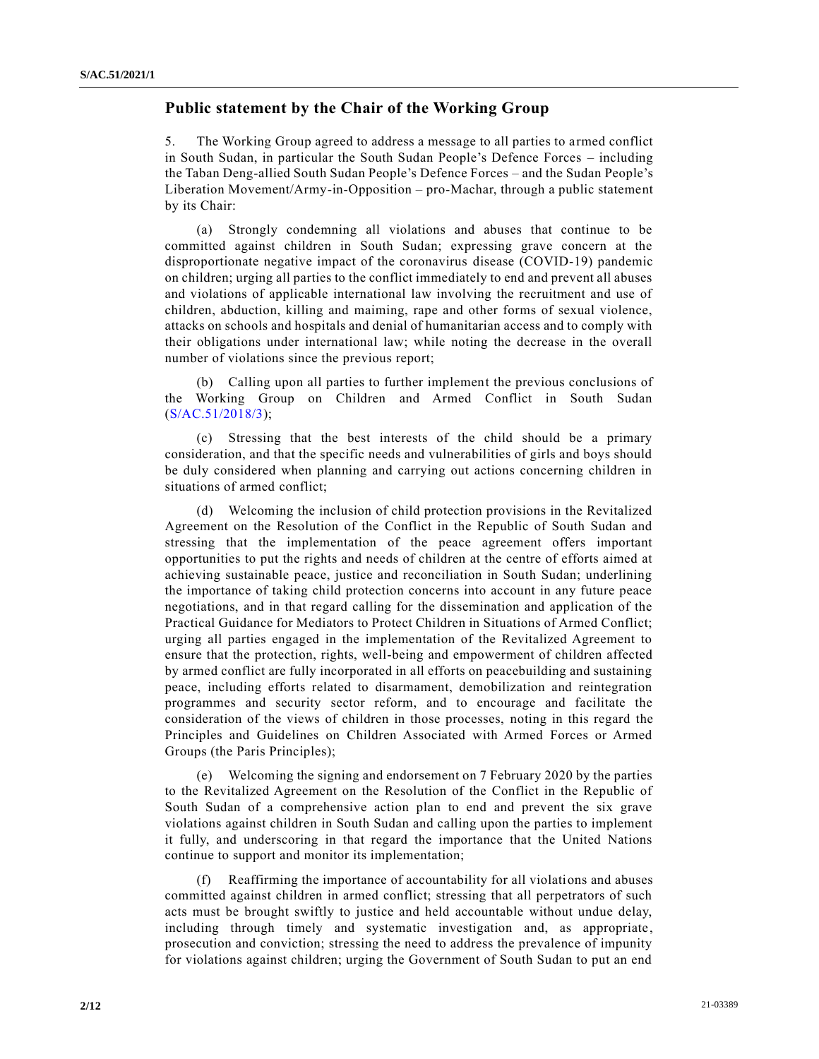## Public statement by the Chair of the Working Group

5. The Working Group agreed to address a message to all parties to armed conflict in South Sudan, in particular the South Sudan People's Defence Forces – including the Taban Deng-allied South Sudan People's Defence Forces – and the Sudan People's Liberation Movement/Army-in-Opposition – pro-Machar, through a public statement by its Chair:

(a) Strongly condemning all violations and abuses that continue to be committed against children in South Sudan; expressing grave concern at the disproportionate negative impact of the coronavirus disease (COVID-19) pandemic on children; urging all parties to the conflict immediately to end and prevent all abuses and violations of applicable international law involving the recruitment and use of children, abduction, killing and maiming, rape and other forms of sexual violence, attacks on schools and hospitals and denial of humanitarian access and to comply with their obligations under international law; while noting the decrease in the overall number of violations since the previous report;

(b) Calling upon all parties to further implement the previous conclusions of the Working Group on Children and Armed Conflict in South Sudan (S/AC.51/2018/3);

(c) Stressing that the best interests of the child should be a primary consideration, and that the specific needs and vulnerabilities of girls and boys should be duly considered when planning and carrying out actions concerning children in situations of armed conflict;

(d) Welcoming the inclusion of child protection provisions in the Revitalized Agreement on the Resolution of the Conflict in the Republic of South Sudan and stressing that the implementation of the peace agreement offers important opportunities to put the rights and needs of children at the centre of efforts aimed at achieving sustainable peace, justice and reconciliation in South Sudan; underlining the importance of taking child protection concerns into account in any future peace negotiations, and in that regard calling for the dissemination and application of the Practical Guidance for Mediators to Protect Children in Situations of Armed Conflict; urging all parties engaged in the implementation of the Revitalized Agreement to ensure that the protection, rights, well-being and empowerment of children affected by armed conflict are fully incorporated in all efforts on peacebuilding and sustaining peace, including efforts related to disarmament, demobilization and reintegration programmes and security sector reform, and to encourage and facilitate the consideration of the views of children in those processes, noting in this regard the Principles and Guidelines on Children Associated with Armed Forces or Armed Groups (the Paris Principles);

(e) Welcoming the signing and endorsement on 7 February 2020 by the parties to the Revitalized Agreement on the Resolution of the Conflict in the Republic of South Sudan of a comprehensive action plan to end and prevent the six grave violations against children in South Sudan and calling upon the parties to implement it fully, and underscoring in that regard the importance that the United Nations continue to support and monitor its implementation;

(f) Reaffirming the importance of accountability for all violations and abuses committed against children in armed conflict; stressing that all perpetrators of such acts must be brought swiftly to justice and held accountable without undue delay, including through timely and systematic investigation and, as appropriate, prosecution and conviction; stressing the need to address the prevalence of impunity for violations against children; urging the Government of South Sudan to put an end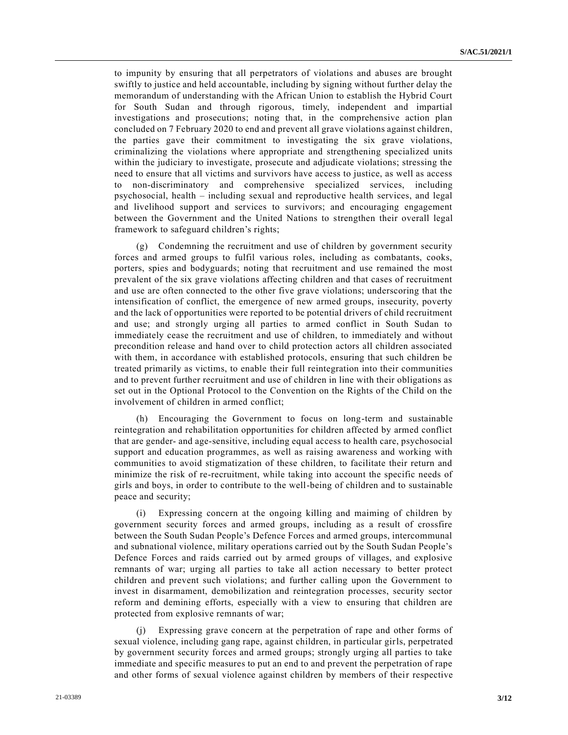to impunity by ensuring that all perpetrators of violations and abuses are brought swiftly to justice and held accountable, including by signing without further delay the memorandum of understanding with the African Union to establish the Hybrid Court for South Sudan and through rigorous, timely, independent and impartial investigations and prosecutions; noting that, in the comprehensive action plan concluded on 7 February 2020 to end and prevent all grave violations against children, the parties gave their commitment to investigating the six grave violations, criminalizing the violations where appropriate and strengthening specialized units within the judiciary to investigate, prosecute and adjudicate violations; stressing the need to ensure that all victims and survivors have access to justice, as well as access to non-discriminatory and comprehensive specialized services, including psychosocial, health – including sexual and reproductive health services, and legal and livelihood support and services to survivors; and encouraging engagement between the Government and the United Nations to strengthen their overall legal framework to safeguard children's rights;

(g) Condemning the recruitment and use of children by government security forces and armed groups to fulfil various roles, including as combatants, cooks, porters, spies and bodyguards; noting that recruitment and use remained the most prevalent of the six grave violations affecting children and that cases of recruitment and use are often connected to the other five grave violations; underscoring that the intensification of conflict, the emergence of new armed groups, insecurity, poverty and the lack of opportunities were reported to be potential drivers of child recruitment and use; and strongly urging all parties to armed conflict in South Sudan to immediately cease the recruitment and use of children, to immediately and without precondition release and hand over to child protection actors all children associated with them, in accordance with established protocols, ensuring that such children be treated primarily as victims, to enable their full reintegration into their communities and to prevent further recruitment and use of children in line with their obligations as set out in the Optional Protocol to the Convention on the Rights of the Child on the involvement of children in armed conflict;

(h) Encouraging the Government to focus on long-term and sustainable reintegration and rehabilitation opportunities for children affected by armed conflict that are gender- and age-sensitive, including equal access to health care, psychosocial support and education programmes, as well as raising awareness and working with communities to avoid stigmatization of these children, to facilitate their return and minimize the risk of re-recruitment, while taking into account the specific needs of girls and boys, in order to contribute to the well-being of children and to sustainable peace and security;

(i) Expressing concern at the ongoing killing and maiming of children by government security forces and armed groups, including as a result of crossfire between the South Sudan People's Defence Forces and armed groups, intercommunal and subnational violence, military operations carried out by the South Sudan People's Defence Forces and raids carried out by armed groups of villages, and explosive remnants of war; urging all parties to take all action necessary to better protect children and prevent such violations; and further calling upon the Government to invest in disarmament, demobilization and reintegration processes, security sector reform and demining efforts, especially with a view to ensuring that children are protected from explosive remnants of war;

(j) Expressing grave concern at the perpetration of rape and other forms of sexual violence, including gang rape, against children, in particular girls, perpetrated by government security forces and armed groups; strongly urging all parties to take immediate and specific measures to put an end to and prevent the perpetration of rape and other forms of sexual violence against children by members of their respective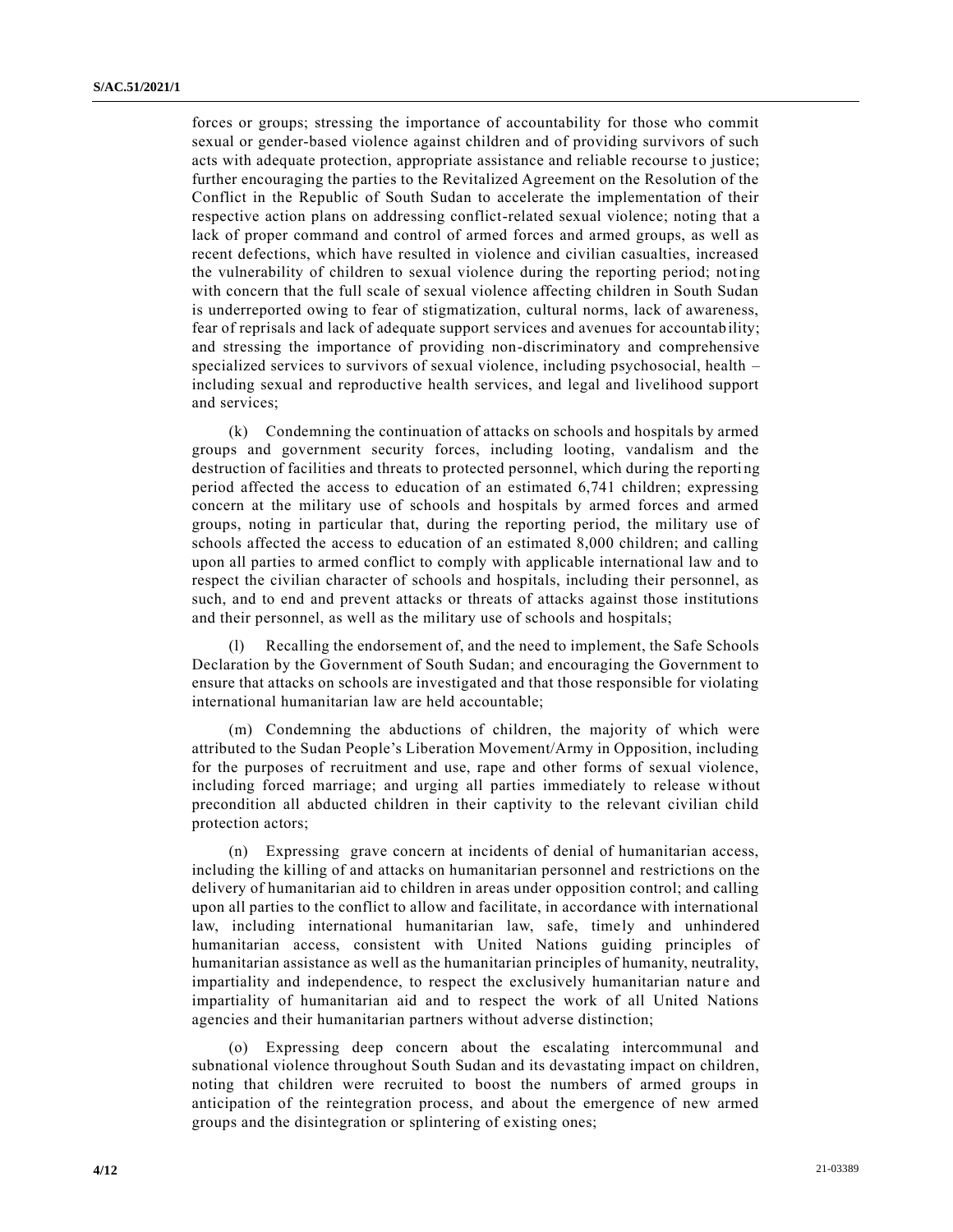forces or groups; stressing the importance of accountability for those who commit sexual or gender-based violence against children and of providing survivors of such acts with adequate protection, appropriate assistance and reliable recourse to justice; further encouraging the parties to the Revitalized Agreement on the Resolution of the Conflict in the Republic of South Sudan to accelerate the implementation of their respective action plans on addressing conflict-related sexual violence; noting that a lack of proper command and control of armed forces and armed groups, as well as recent defections, which have resulted in violence and civilian casualties, increased the vulnerability of children to sexual violence during the reporting period; noting with concern that the full scale of sexual violence affecting children in South Sudan is underreported owing to fear of stigmatization, cultural norms, lack of awareness, fear of reprisals and lack of adequate support services and avenues for accountability; and stressing the importance of providing non-discriminatory and comprehensive specialized services to survivors of sexual violence, including psychosocial, health – including sexual and reproductive health services, and legal and livelihood support and services;

(k) Condemning the continuation of attacks on schools and hospitals by armed groups and government security forces, including looting, vandalism and the destruction of facilities and threats to protected personnel, which during the reporting period affected the access to education of an estimated 6,741 children; expressing concern at the military use of schools and hospitals by armed forces and armed groups, noting in particular that, during the reporting period, the military use of schools affected the access to education of an estimated 8,000 children; and calling upon all parties to armed conflict to comply with applicable international law and to respect the civilian character of schools and hospitals, including their personnel, as such, and to end and prevent attacks or threats of attacks against those institutions and their personnel, as well as the military use of schools and hospitals;

(l) Recalling the endorsement of, and the need to implement, the Safe Schools Declaration by the Government of South Sudan; and encouraging the Government to ensure that attacks on schools are investigated and that those responsible for violating international humanitarian law are held accountable;

(m) Condemning the abductions of children, the majority of which were attributed to the Sudan People's Liberation Movement/Army in Opposition, including for the purposes of recruitment and use, rape and other forms of sexual violence, including forced marriage; and urging all parties immediately to release without precondition all abducted children in their captivity to the relevant civilian child protection actors;

(n) Expressing grave concern at incidents of denial of humanitarian access, including the killing of and attacks on humanitarian personnel and restrictions on the delivery of humanitarian aid to children in areas under opposition control; and calling upon all parties to the conflict to allow and facilitate, in accordance with international law, including international humanitarian law, safe, timely and unhindered humanitarian access, consistent with United Nations guiding principles of humanitarian assistance as well as the humanitarian principles of humanity, neutrality, impartiality and independence, to respect the exclusively humanitarian nature and impartiality of humanitarian aid and to respect the work of all United Nations agencies and their humanitarian partners without adverse distinction;

(o) Expressing deep concern about the escalating intercommunal and subnational violence throughout South Sudan and its devastating impact on children, noting that children were recruited to boost the numbers of armed groups in anticipation of the reintegration process, and about the emergence of new armed groups and the disintegration or splintering of existing ones;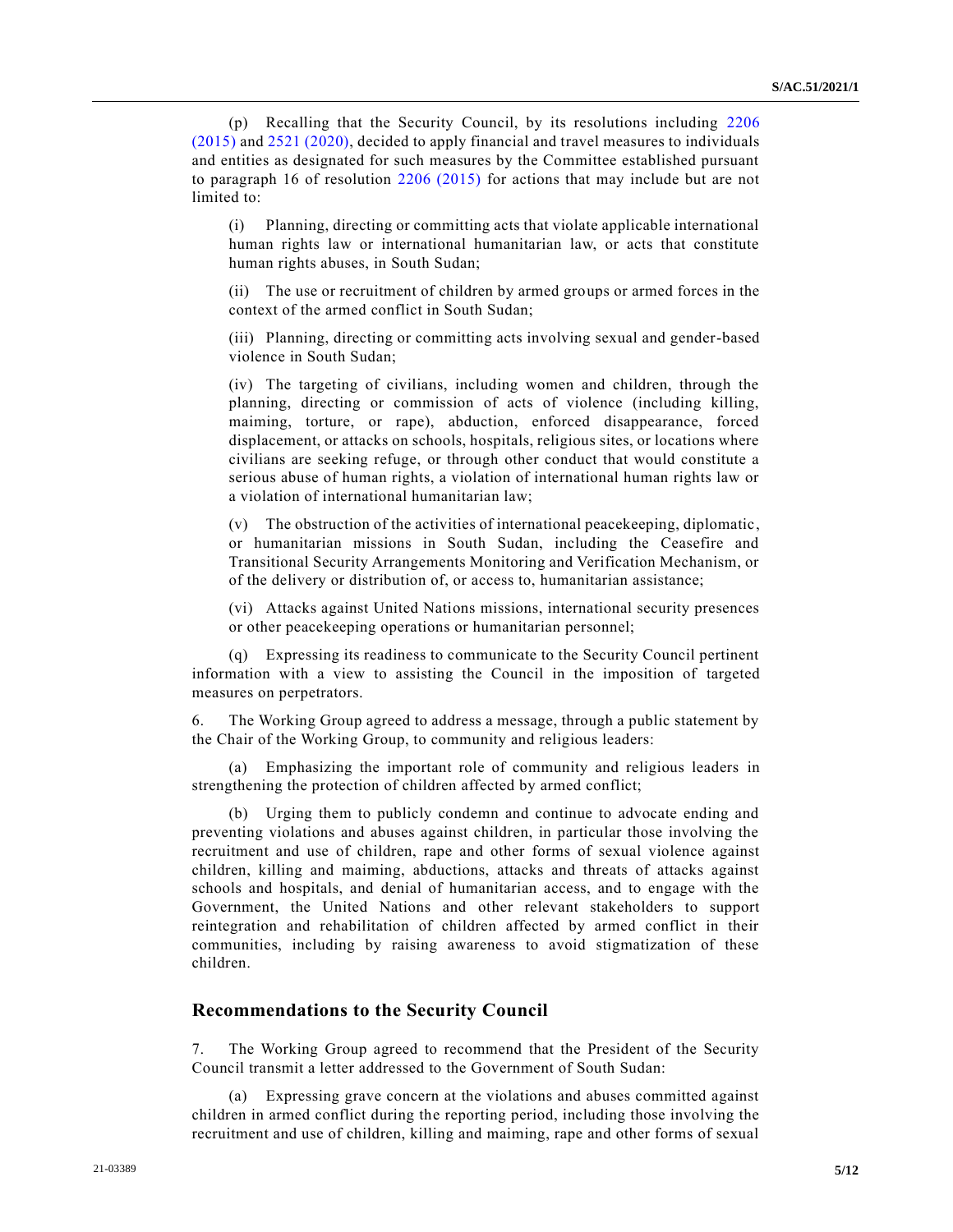(p) Recalling that the Security Council, by its resolutions including 2206 (2015) and 2521 (2020), decided to apply financial and travel measures to individuals and entities as designated for such measures by the Committee established pursuant to paragraph 16 of resolution 2206 (2015) for actions that may include but are not limited to:

(i) Planning, directing or committing acts that violate applicable international human rights law or international humanitarian law, or acts that constitute human rights abuses, in South Sudan;

(ii) The use or recruitment of children by armed groups or armed forces in the context of the armed conflict in South Sudan;

(iii) Planning, directing or committing acts involving sexual and gender-based violence in South Sudan;

(iv) The targeting of civilians, including women and children, through the planning, directing or commission of acts of violence (including killing, maiming, torture, or rape), abduction, enforced disappearance, forced displacement, or attacks on schools, hospitals, religious sites, or locations where civilians are seeking refuge, or through other conduct that would constitute a serious abuse of human rights, a violation of international human rights law or a violation of international humanitarian law;

(v) The obstruction of the activities of international peacekeeping, diplomatic, or humanitarian missions in South Sudan, including the Ceasefire and Transitional Security Arrangements Monitoring and Verification Mechanism, or of the delivery or distribution of, or access to, humanitarian assistance;

(vi) Attacks against United Nations missions, international security presences or other peacekeeping operations or humanitarian personnel;

(q) Expressing its readiness to communicate to the Security Council pertinent information with a view to assisting the Council in the imposition of targeted measures on perpetrators.

6. The Working Group agreed to address a message, through a public statement by the Chair of the Working Group, to community and religious leaders:

(a) Emphasizing the important role of community and religious leaders in strengthening the protection of children affected by armed conflict;

(b) Urging them to publicly condemn and continue to advocate ending and preventing violations and abuses against children, in particular those involving the recruitment and use of children, rape and other forms of sexual violence against children, killing and maiming, abductions, attacks and threats of attacks against schools and hospitals, and denial of humanitarian access, and to engage with the Government, the United Nations and other relevant stakeholders to support reintegration and rehabilitation of children affected by armed conflict in their communities, including by raising awareness to avoid stigmatization of these children.

## Recommendations to the Security Council

7. The Working Group agreed to recommend that the President of the Security Council transmit a letter addressed to the Government of South Sudan:

(a) Expressing grave concern at the violations and abuses committed against children in armed conflict during the reporting period, including those involving the recruitment and use of children, killing and maiming, rape and other forms of sexual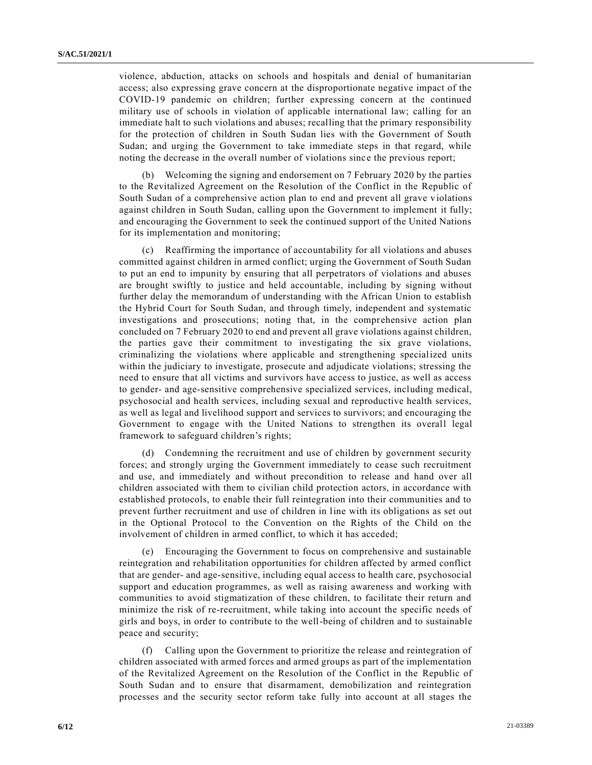violence, abduction, attacks on schools and hospitals and denial of humanitarian access; also expressing grave concern at the disproportionate negative impact of the COVID-19 pandemic on children; further expressing concern at the continued military use of schools in violation of applicable international law; calling for an immediate halt to such violations and abuses; recalling that the primary responsibility for the protection of children in South Sudan lies with the Government of South Sudan; and urging the Government to take immediate steps in that regard, while noting the decrease in the overall number of violations since the previous report;

(b) Welcoming the signing and endorsement on 7 February 2020 by the parties to the Revitalized Agreement on the Resolution of the Conflict in the Republic of South Sudan of a comprehensive action plan to end and prevent all grave violations against children in South Sudan, calling upon the Government to implement it fully; and encouraging the Government to seek the continued support of the United Nations for its implementation and monitoring;

(c) Reaffirming the importance of accountability for all violations and abuses committed against children in armed conflict; urging the Government of South Sudan to put an end to impunity by ensuring that all perpetrators of violations and abuses are brought swiftly to justice and held accountable, including by signing without further delay the memorandum of understanding with the African Union to establish the Hybrid Court for South Sudan, and through timely, independent and systematic investigations and prosecutions; noting that, in the comprehensive action plan concluded on 7 February 2020 to end and prevent all grave violations against children, the parties gave their commitment to investigating the six grave violations, criminalizing the violations where applicable and strengthening specialized units within the judiciary to investigate, prosecute and adjudicate violations; stressing the need to ensure that all victims and survivors have access to justice, as well as access to gender- and age-sensitive comprehensive specialized services, including medical, psychosocial and health services, including sexual and reproductive health services, as well as legal and livelihood support and services to survivors; and encouraging the Government to engage with the United Nations to strengthen its overall legal framework to safeguard children's rights;

(d) Condemning the recruitment and use of children by government security forces; and strongly urging the Government immediately to cease such recruitment and use, and immediately and without precondition to release and hand over all children associated with them to civilian child protection actors, in accordance with established protocols, to enable their full reintegration into their communities and to prevent further recruitment and use of children in line with its obligations as set out in the Optional Protocol to the Convention on the Rights of the Child on the involvement of children in armed conflict, to which it has acceded;

(e) Encouraging the Government to focus on comprehensive and sustainable reintegration and rehabilitation opportunities for children affected by armed conflict that are gender- and age-sensitive, including equal access to health care, psychosocial support and education programmes, as well as raising awareness and working with communities to avoid stigmatization of these children, to facilitate their return and minimize the risk of re-recruitment, while taking into account the specific needs of girls and boys, in order to contribute to the well-being of children and to sustainable peace and security;

(f) Calling upon the Government to prioritize the release and reintegration of children associated with armed forces and armed groups as part of the implementation of the Revitalized Agreement on the Resolution of the Conflict in the Republic of South Sudan and to ensure that disarmament, demobilization and reintegration processes and the security sector reform take fully into account at all stages the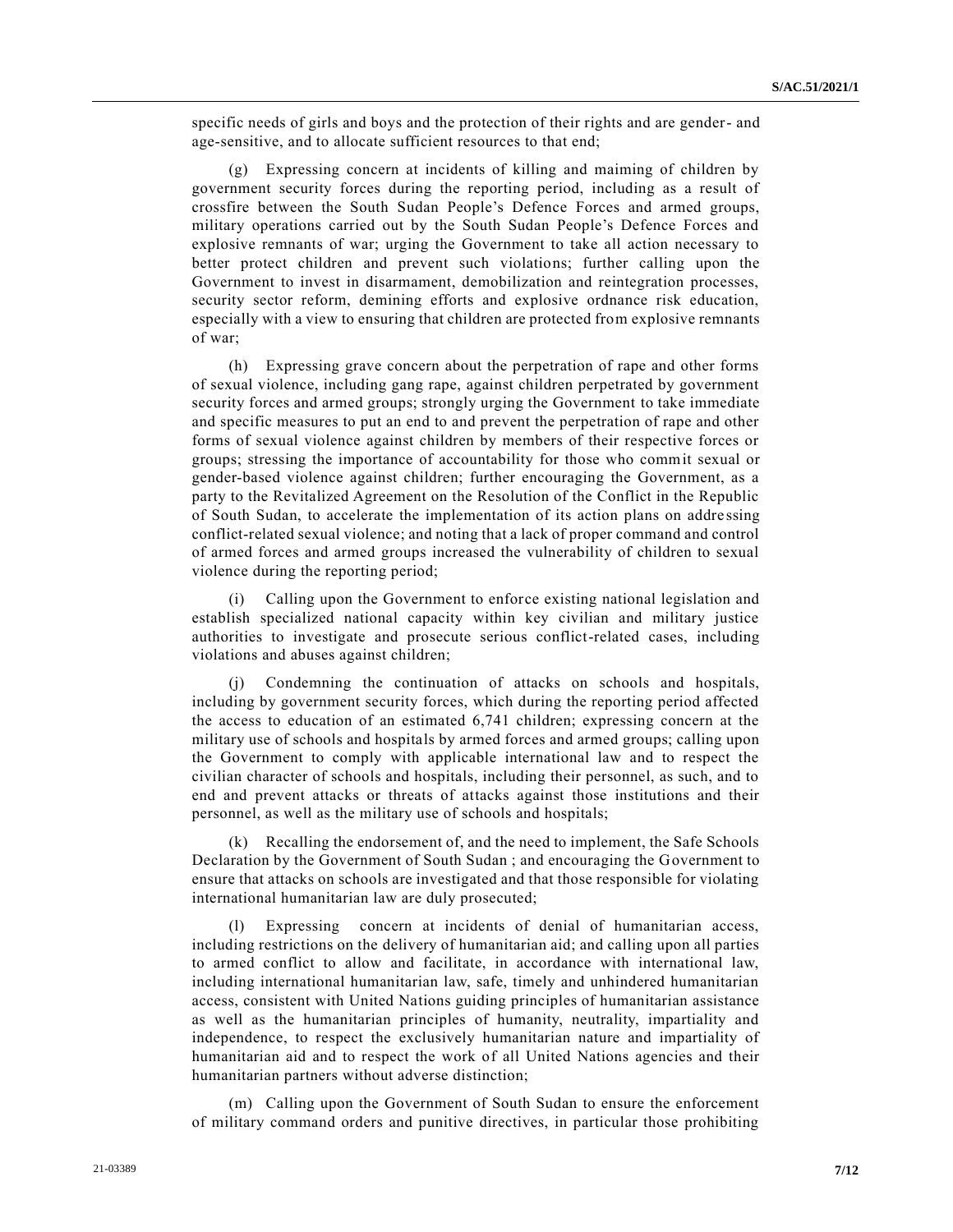specific needs of girls and boys and the protection of their rights and are gender- and age-sensitive, and to allocate sufficient resources to that end;

(g) Expressing concern at incidents of killing and maiming of children by government security forces during the reporting period, including as a result of crossfire between the South Sudan People's Defence Forces and armed groups, military operations carried out by the South Sudan People's Defence Forces and explosive remnants of war; urging the Government to take all action necessary to better protect children and prevent such violations; further calling upon the Government to invest in disarmament, demobilization and reintegration processes, security sector reform, demining efforts and explosive ordnance risk education, especially with a view to ensuring that children are protected from explosive remnants of war;

(h) Expressing grave concern about the perpetration of rape and other forms of sexual violence, including gang rape, against children perpetrated by government security forces and armed groups; strongly urging the Government to take immediate and specific measures to put an end to and prevent the perpetration of rape and other forms of sexual violence against children by members of their respective forces or groups; stressing the importance of accountability for those who commit sexual or gender-based violence against children; further encouraging the Government, as a party to the Revitalized Agreement on the Resolution of the Conflict in the Republic of South Sudan, to accelerate the implementation of its action plans on addressing conflict-related sexual violence; and noting that a lack of proper command and control of armed forces and armed groups increased the vulnerability of children to sexual violence during the reporting period;

(i) Calling upon the Government to enforce existing national legislation and establish specialized national capacity within key civilian and military justice authorities to investigate and prosecute serious conflict-related cases, including violations and abuses against children;

(j) Condemning the continuation of attacks on schools and hospitals, including by government security forces, which during the reporting period affected the access to education of an estimated 6,741 children; expressing concern at the military use of schools and hospitals by armed forces and armed groups; calling upon the Government to comply with applicable international law and to respect the civilian character of schools and hospitals, including their personnel, as such, and to end and prevent attacks or threats of attacks against those institutions and their personnel, as well as the military use of schools and hospitals;

(k) Recalling the endorsement of, and the need to implement, the Safe Schools Declaration by the Government of South Sudan ; and encouraging the Government to ensure that attacks on schools are investigated and that those responsible for violating international humanitarian law are duly prosecuted;

(l) Expressing concern at incidents of denial of humanitarian access, including restrictions on the delivery of humanitarian aid; and calling upon all parties to armed conflict to allow and facilitate, in accordance with international law, including international humanitarian law, safe, timely and unhindered humanitarian access, consistent with United Nations guiding principles of humanitarian assistance as well as the humanitarian principles of humanity, neutrality, impartiality and independence, to respect the exclusively humanitarian nature and impartiality of humanitarian aid and to respect the work of all United Nations agencies and their humanitarian partners without adverse distinction;

(m) Calling upon the Government of South Sudan to ensure the enforcement of military command orders and punitive directives, in particular those prohibiting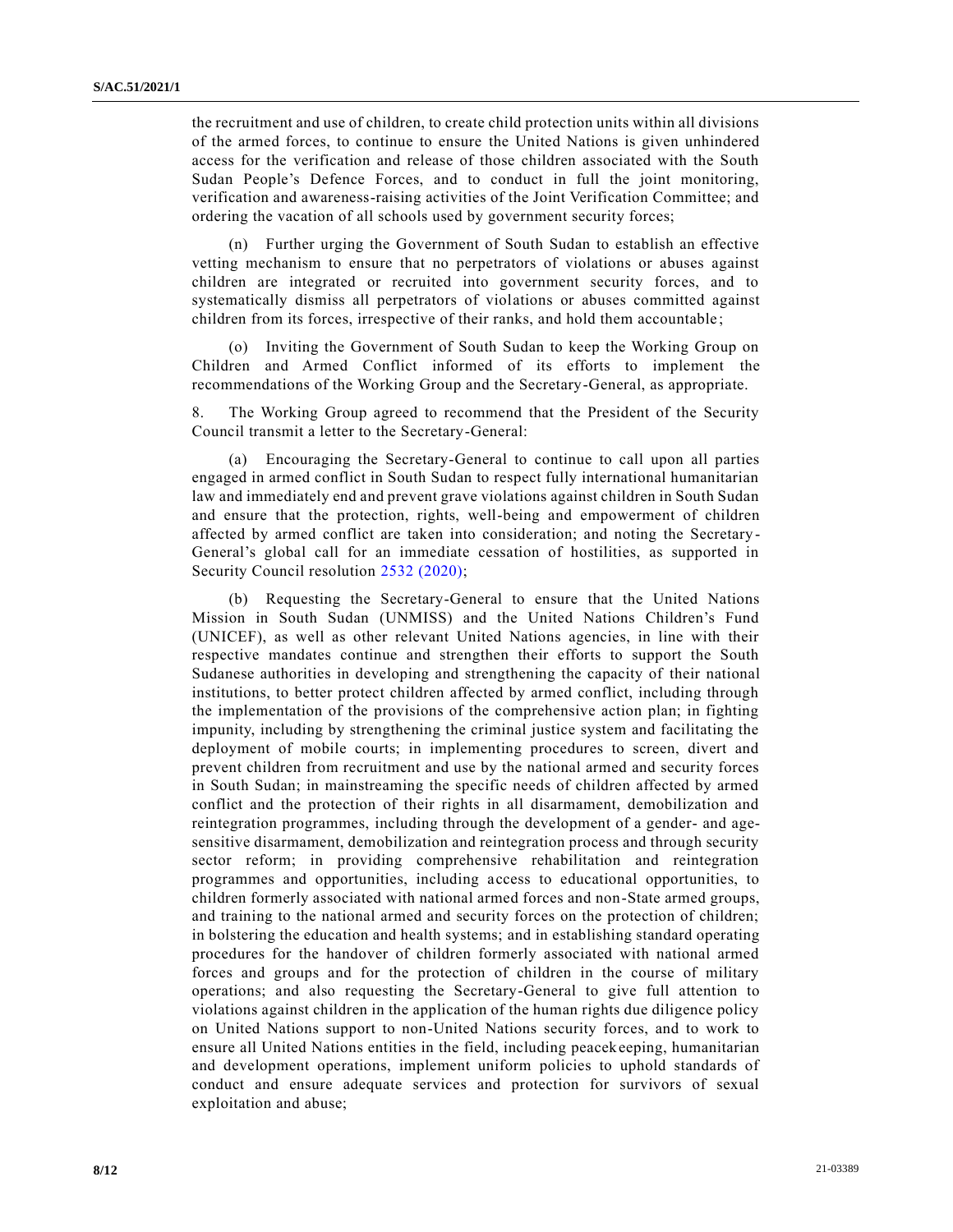the recruitment and use of children, to create child protection units within all divisions of the armed forces, to continue to ensure the United Nations is given unhindered access for the verification and release of those children associated with the South Sudan People's Defence Forces, and to conduct in full the joint monitoring, verification and awareness-raising activities of the Joint Verification Committee; and ordering the vacation of all schools used by government security forces;

(n) Further urging the Government of South Sudan to establish an effective vetting mechanism to ensure that no perpetrators of violations or abuses against children are integrated or recruited into government security forces, and to systematically dismiss all perpetrators of violations or abuses committed against children from its forces, irrespective of their ranks, and hold them accountable;

(o) Inviting the Government of South Sudan to keep the Working Group on Children and Armed Conflict informed of its efforts to implement the recommendations of the Working Group and the Secretary-General, as appropriate.

8. The Working Group agreed to recommend that the President of the Security Council transmit a letter to the Secretary-General:

(a) Encouraging the Secretary-General to continue to call upon all parties engaged in armed conflict in South Sudan to respect fully international humanitarian law and immediately end and prevent grave violations against children in South Sudan and ensure that the protection, rights, well-being and empowerment of children affected by armed conflict are taken into consideration; and noting the Secretary-General's global call for an immediate cessation of hostilities, as supported in Security Council resolution 2532 (2020);

(b) Requesting the Secretary-General to ensure that the United Nations Mission in South Sudan (UNMISS) and the United Nations Children's Fund (UNICEF), as well as other relevant United Nations agencies, in line with their respective mandates continue and strengthen their efforts to support the South Sudanese authorities in developing and strengthening the capacity of their national institutions, to better protect children affected by armed conflict, including through the implementation of the provisions of the comprehensive action plan; in fighting impunity, including by strengthening the criminal justice system and facilitating the deployment of mobile courts; in implementing procedures to screen, divert and prevent children from recruitment and use by the national armed and security forces in South Sudan; in mainstreaming the specific needs of children affected by armed conflict and the protection of their rights in all disarmament, demobilization and reintegration programmes, including through the development of a gender- and age-sensitive disarmament, demobilization and reintegration process and through security sector reform; in providing comprehensive rehabilitation and reintegration programmes and opportunities, including access to educational opportunities, to children formerly associated with national armed forces and non-State armed groups, and training to the national armed and security forces on the protection of children; in bolstering the education and health systems; and in establishing standard operating procedures for the handover of children formerly associated with national armed forces and groups and for the protection of children in the course of military operations; and also requesting the Secretary-General to give full attention to violations against children in the application of the human rights due diligence policy on United Nations support to non-United Nations security forces, and to work to ensure all United Nations entities in the field, including peacekeeping, humanitarian and development operations, implement uniform policies to uphold standards of conduct and ensure adequate services and protection for survivors of sexual exploitation and abuse;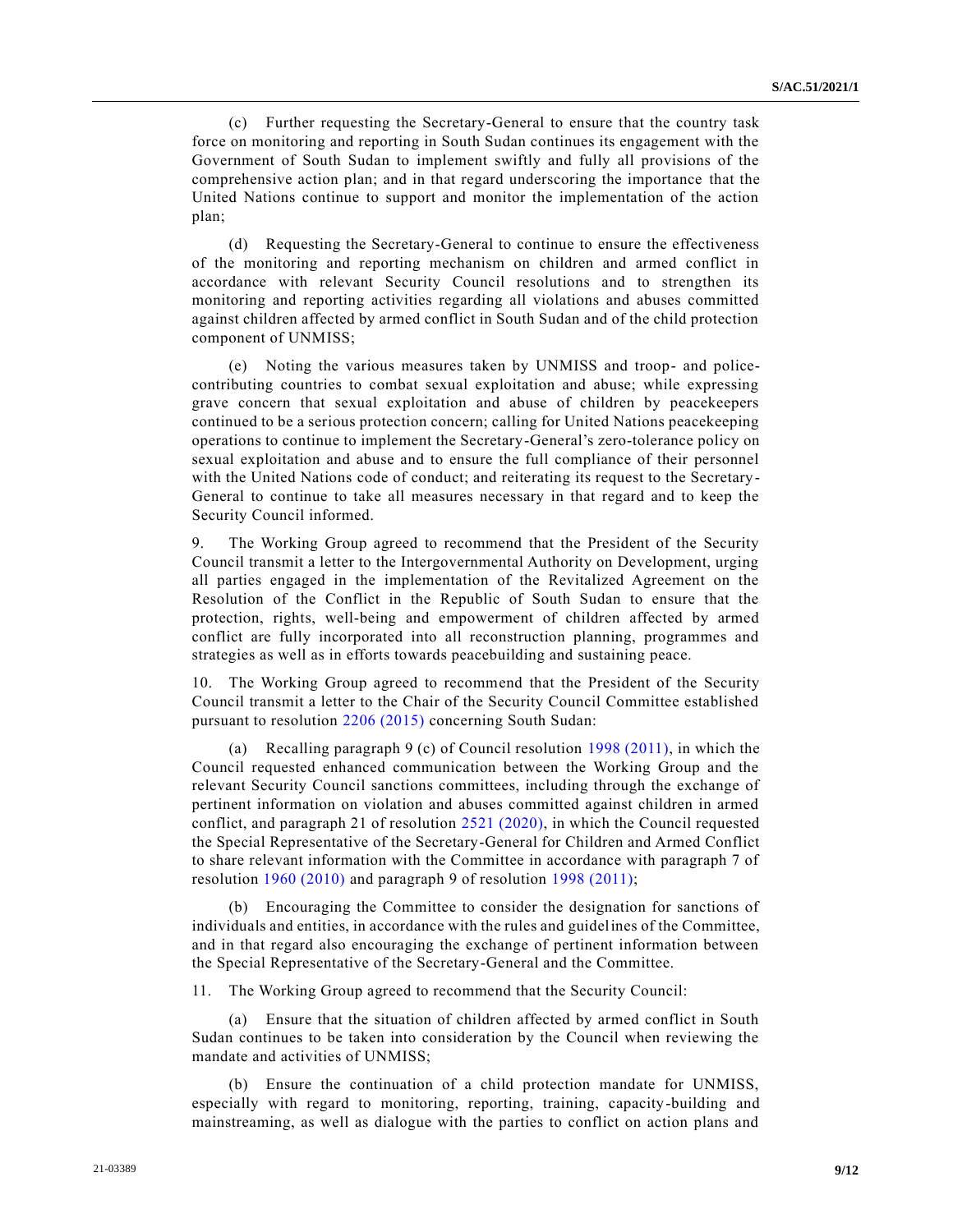(c) Further requesting the Secretary-General to ensure that the country task force on monitoring and reporting in South Sudan continues its engagement with the Government of South Sudan to implement swiftly and fully all provisions of the comprehensive action plan; and in that regard underscoring the importance that the United Nations continue to support and monitor the implementation of the action plan;

(d) Requesting the Secretary-General to continue to ensure the effectiveness of the monitoring and reporting mechanism on children and armed conflict in accordance with relevant Security Council resolutions and to strengthen its monitoring and reporting activities regarding all violations and abuses committed against children affected by armed conflict in South Sudan and of the child protection component of UNMISS;

(e) Noting the various measures taken by UNMISS and troop- and police-contributing countries to combat sexual exploitation and abuse; while expressing grave concern that sexual exploitation and abuse of children by peacekeepers continued to be a serious protection concern; calling for United Nations peacekeeping operations to continue to implement the Secretary-General's zero-tolerance policy on sexual exploitation and abuse and to ensure the full compliance of their personnel with the United Nations code of conduct; and reiterating its request to the Secretary-General to continue to take all measures necessary in that regard and to keep the Security Council informed.

9. The Working Group agreed to recommend that the President of the Security Council transmit a letter to the Intergovernmental Authority on Development, urging all parties engaged in the implementation of the Revitalized Agreement on the Resolution of the Conflict in the Republic of South Sudan to ensure that the protection, rights, well-being and empowerment of children affected by armed conflict are fully incorporated into all reconstruction planning, programmes and strategies as well as in efforts towards peacebuilding and sustaining peace.

10. The Working Group agreed to recommend that the President of the Security Council transmit a letter to the Chair of the Security Council Committee established pursuant to resolution 2206 (2015) concerning South Sudan:

(a) Recalling paragraph 9 (c) of Council resolution 1998 (2011), in which the Council requested enhanced communication between the Working Group and the relevant Security Council sanctions committees, including through the exchange of pertinent information on violation and abuses committed against children in armed conflict, and paragraph 21 of resolution 2521 (2020), in which the Council requested the Special Representative of the Secretary-General for Children and Armed Conflict to share relevant information with the Committee in accordance with paragraph 7 of resolution 1960 (2010) and paragraph 9 of resolution 1998 (2011);

(b) Encouraging the Committee to consider the designation for sanctions of individuals and entities, in accordance with the rules and guidelines of the Committee, and in that regard also encouraging the exchange of pertinent information between the Special Representative of the Secretary-General and the Committee.

11. The Working Group agreed to recommend that the Security Council:

(a) Ensure that the situation of children affected by armed conflict in South Sudan continues to be taken into consideration by the Council when reviewing the mandate and activities of UNMISS;

(b) Ensure the continuation of a child protection mandate for UNMISS, especially with regard to monitoring, reporting, training, capacity-building and mainstreaming, as well as dialogue with the parties to conflict on action plans and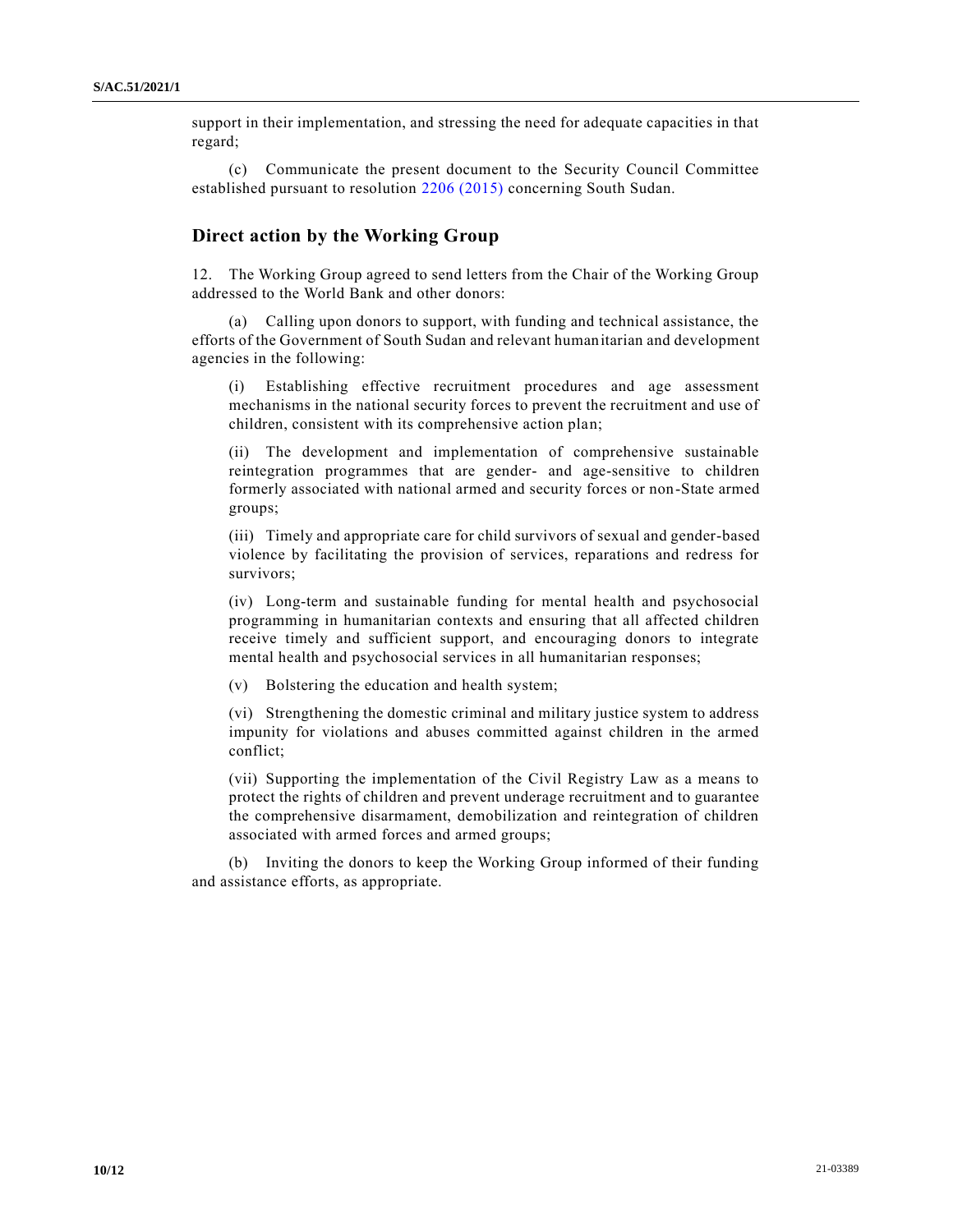support in their implementation, and stressing the need for adequate capacities in that regard;

(c) Communicate the present document to the Security Council Committee established pursuant to resolution 2206 (2015) concerning South Sudan.

## Direct action by the Working Group

12. The Working Group agreed to send letters from the Chair of the Working Group addressed to the World Bank and other donors:

(a) Calling upon donors to support, with funding and technical assistance, the efforts of the Government of South Sudan and relevant humanitarian and development agencies in the following:

(i) Establishing effective recruitment procedures and age assessment mechanisms in the national security forces to prevent the recruitment and use of children, consistent with its comprehensive action plan;

(ii) The development and implementation of comprehensive sustainable reintegration programmes that are gender- and age-sensitive to children formerly associated with national armed and security forces or non-State armed groups;

(iii) Timely and appropriate care for child survivors of sexual and gender-based violence by facilitating the provision of services, reparations and redress for survivors;

(iv) Long-term and sustainable funding for mental health and psychosocial programming in humanitarian contexts and ensuring that all affected children receive timely and sufficient support, and encouraging donors to integrate mental health and psychosocial services in all humanitarian responses;

(v) Bolstering the education and health system;

(vi) Strengthening the domestic criminal and military justice system to address impunity for violations and abuses committed against children in the armed conflict;

(vii) Supporting the implementation of the Civil Registry Law as a means to protect the rights of children and prevent underage recruitment and to guarantee the comprehensive disarmament, demobilization and reintegration of children associated with armed forces and armed groups;

(b) Inviting the donors to keep the Working Group informed of their funding and assistance efforts, as appropriate.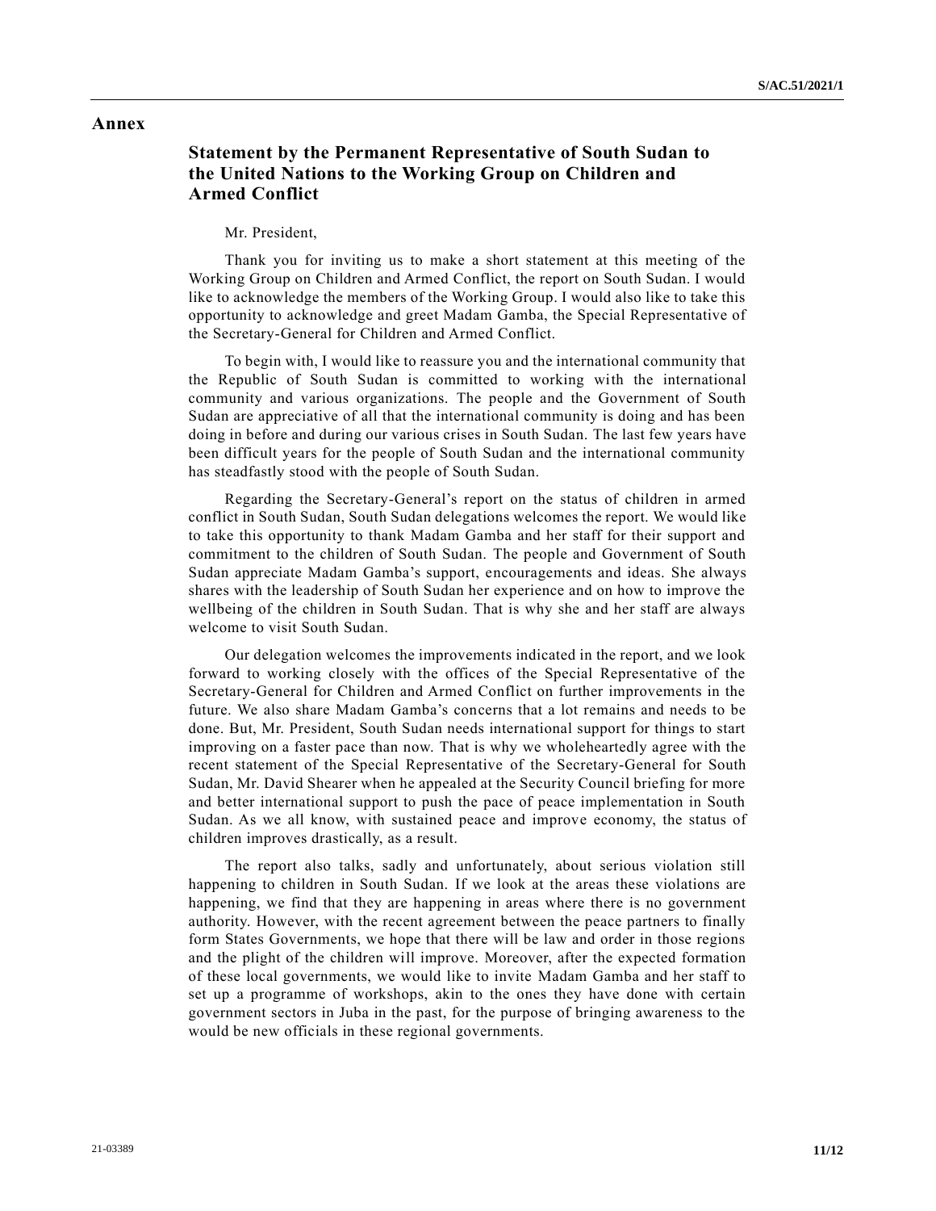# Annex

## Statement by the Permanent Representative of South Sudan to the United Nations to the Working Group on Children and Armed Conflict

Mr. President,

Thank you for inviting us to make a short statement at this meeting of the Working Group on Children and Armed Conflict, the report on South Sudan. I would like to acknowledge the members of the Working Group. I would also like to take this opportunity to acknowledge and greet Madam Gamba, the Special Representative of the Secretary-General for Children and Armed Conflict.

To begin with, I would like to reassure you and the international community that the Republic of South Sudan is committed to working with the international community and various organizations. The people and the Government of South Sudan are appreciative of all that the international community is doing and has been doing in before and during our various crises in South Sudan. The last few years have been difficult years for the people of South Sudan and the international community has steadfastly stood with the people of South Sudan.

Regarding the Secretary-General's report on the status of children in armed conflict in South Sudan, South Sudan delegations welcomes the report. We would like to take this opportunity to thank Madam Gamba and her staff for their support and commitment to the children of South Sudan. The people and Government of South Sudan appreciate Madam Gamba's support, encouragements and ideas. She always shares with the leadership of South Sudan her experience and on how to improve the wellbeing of the children in South Sudan. That is why she and her staff are always welcome to visit South Sudan.

Our delegation welcomes the improvements indicated in the report, and we look forward to working closely with the offices of the Special Representative of the Secretary-General for Children and Armed Conflict on further improvements in the future. We also share Madam Gamba's concerns that a lot remains and needs to be done. But, Mr. President, South Sudan needs international support for things to start improving on a faster pace than now. That is why we wholeheartedly agree with the recent statement of the Special Representative of the Secretary-General for South Sudan, Mr. David Shearer when he appealed at the Security Council briefing for more and better international support to push the pace of peace implementation in South Sudan. As we all know, with sustained peace and improve economy, the status of children improves drastically, as a result.

The report also talks, sadly and unfortunately, about serious violation still happening to children in South Sudan. If we look at the areas these violations are happening, we find that they are happening in areas where there is no government authority. However, with the recent agreement between the peace partners to finally form States Governments, we hope that there will be law and order in those regions and the plight of the children will improve. Moreover, after the expected formation of these local governments, we would like to invite Madam Gamba and her staff to set up a programme of workshops, akin to the ones they have done with certain government sectors in Juba in the past, for the purpose of bringing awareness to the would be new officials in these regional governments.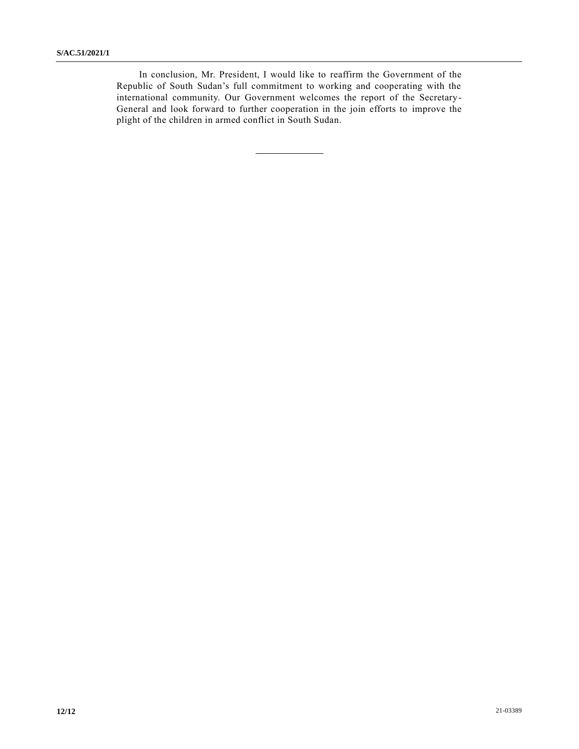In conclusion, Mr. President, I would like to reaffirm the Government of the Republic of South Sudan's full commitment to working and cooperating with the international community. Our Government welcomes the report of the Secretary-General and look forward to further cooperation in the join efforts to improve the plight of the children in armed conflict in South Sudan.